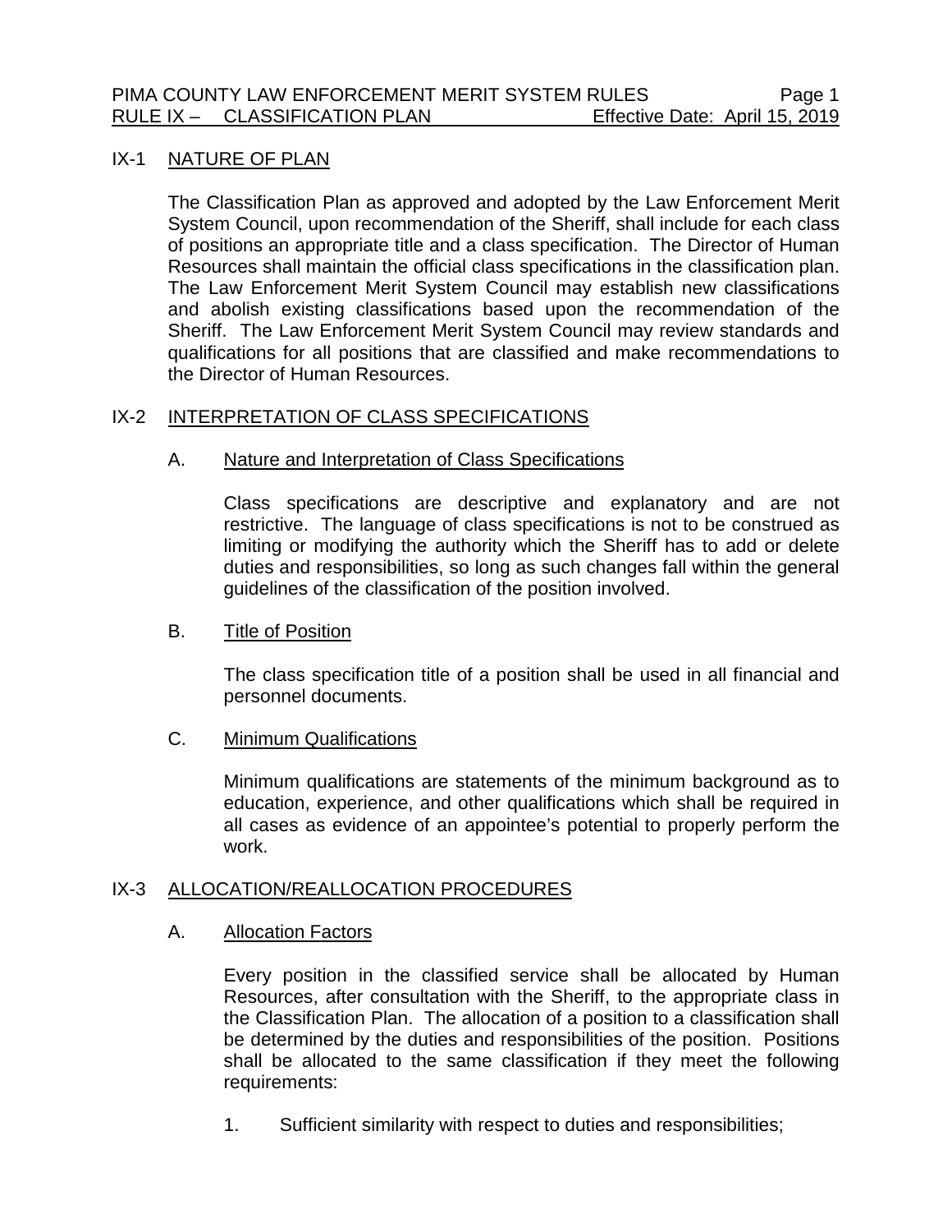## IX-1 NATURE OF PLAN

The Classification Plan as approved and adopted by the Law Enforcement Merit System Council, upon recommendation of the Sheriff, shall include for each class of positions an appropriate title and a class specification. The Director of Human Resources shall maintain the official class specifications in the classification plan. The Law Enforcement Merit System Council may establish new classifications and abolish existing classifications based upon the recommendation of the Sheriff. The Law Enforcement Merit System Council may review standards and qualifications for all positions that are classified and make recommendations to the Director of Human Resources.

## IX-2 INTERPRETATION OF CLASS SPECIFICATIONS

### A. Nature and Interpretation of Class Specifications

Class specifications are descriptive and explanatory and are not restrictive. The language of class specifications is not to be construed as limiting or modifying the authority which the Sheriff has to add or delete duties and responsibilities, so long as such changes fall within the general guidelines of the classification of the position involved.

### B. Title of Position

The class specification title of a position shall be used in all financial and personnel documents.

### C. Minimum Qualifications

Minimum qualifications are statements of the minimum background as to education, experience, and other qualifications which shall be required in all cases as evidence of an appointee's potential to properly perform the work.

## IX-3 ALLOCATION/REALLOCATION PROCEDURES

### A. Allocation Factors

Every position in the classified service shall be allocated by Human Resources, after consultation with the Sheriff, to the appropriate class in the Classification Plan. The allocation of a position to a classification shall be determined by the duties and responsibilities of the position. Positions shall be allocated to the same classification if they meet the following requirements:

1. Sufficient similarity with respect to duties and responsibilities;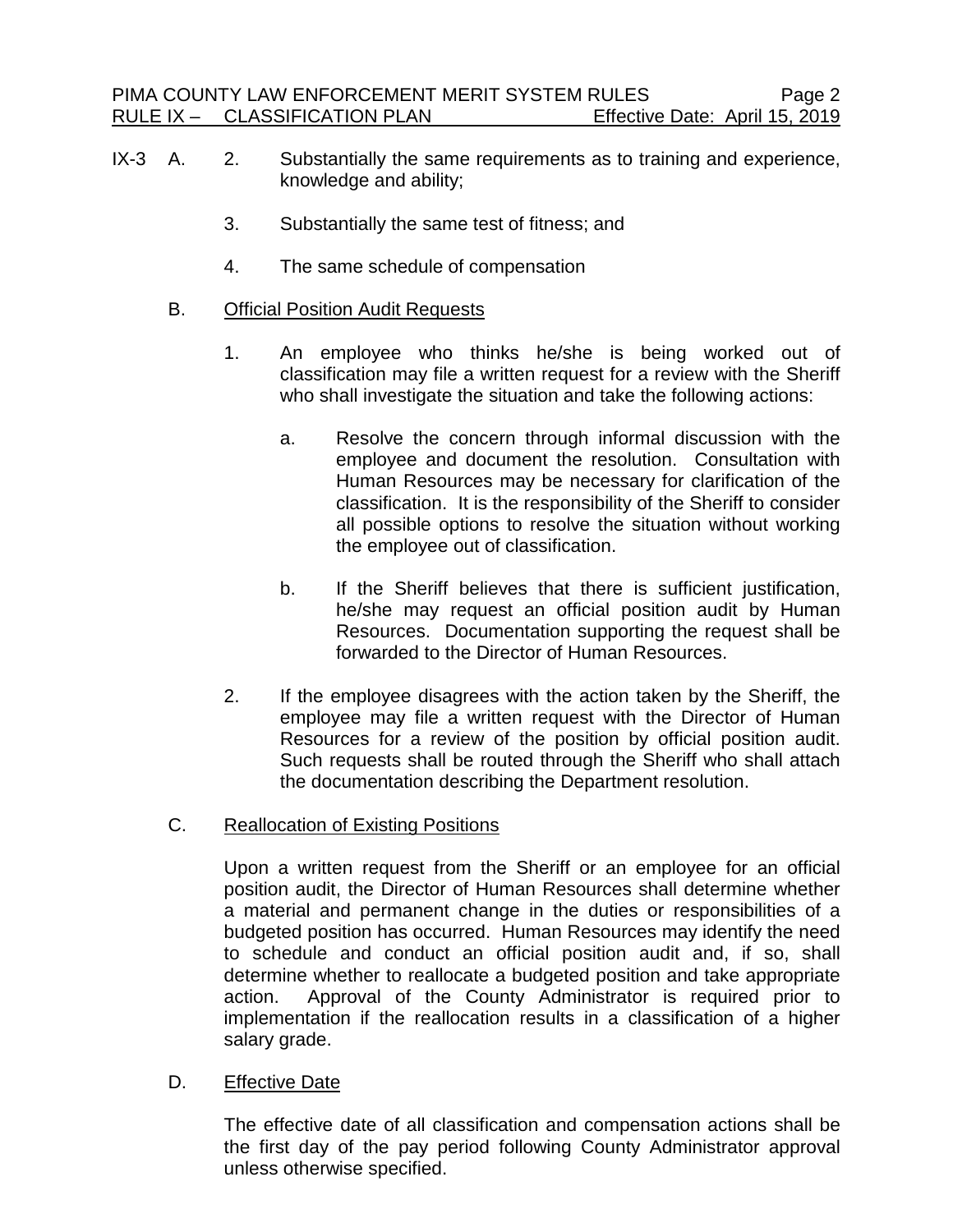IX-3 A.

2. Substantially the same requirements as to training and experience, knowledge and ability;

3. Substantially the same test of fitness; and

4. The same schedule of compensation

B. Official Position Audit Requests

1. An employee who thinks he/she is being worked out of classification may file a written request for a review with the Sheriff who shall investigate the situation and take the following actions:

   a. Resolve the concern through informal discussion with the employee and document the resolution. Consultation with Human Resources may be necessary for clarification of the classification. It is the responsibility of the Sheriff to consider all possible options to resolve the situation without working the employee out of classification.

   b. If the Sheriff believes that there is sufficient justification, he/she may request an official position audit by Human Resources. Documentation supporting the request shall be forwarded to the Director of Human Resources.

2. If the employee disagrees with the action taken by the Sheriff, the employee may file a written request with the Director of Human Resources for a review of the position by official position audit. Such requests shall be routed through the Sheriff who shall attach the documentation describing the Department resolution.

C. Reallocation of Existing Positions

Upon a written request from the Sheriff or an employee for an official position audit, the Director of Human Resources shall determine whether a material and permanent change in the duties or responsibilities of a budgeted position has occurred. Human Resources may identify the need to schedule and conduct an official position audit and, if so, shall determine whether to reallocate a budgeted position and take appropriate action. Approval of the County Administrator is required prior to implementation if the reallocation results in a classification of a higher salary grade.

D. Effective Date

The effective date of all classification and compensation actions shall be the first day of the pay period following County Administrator approval unless otherwise specified.